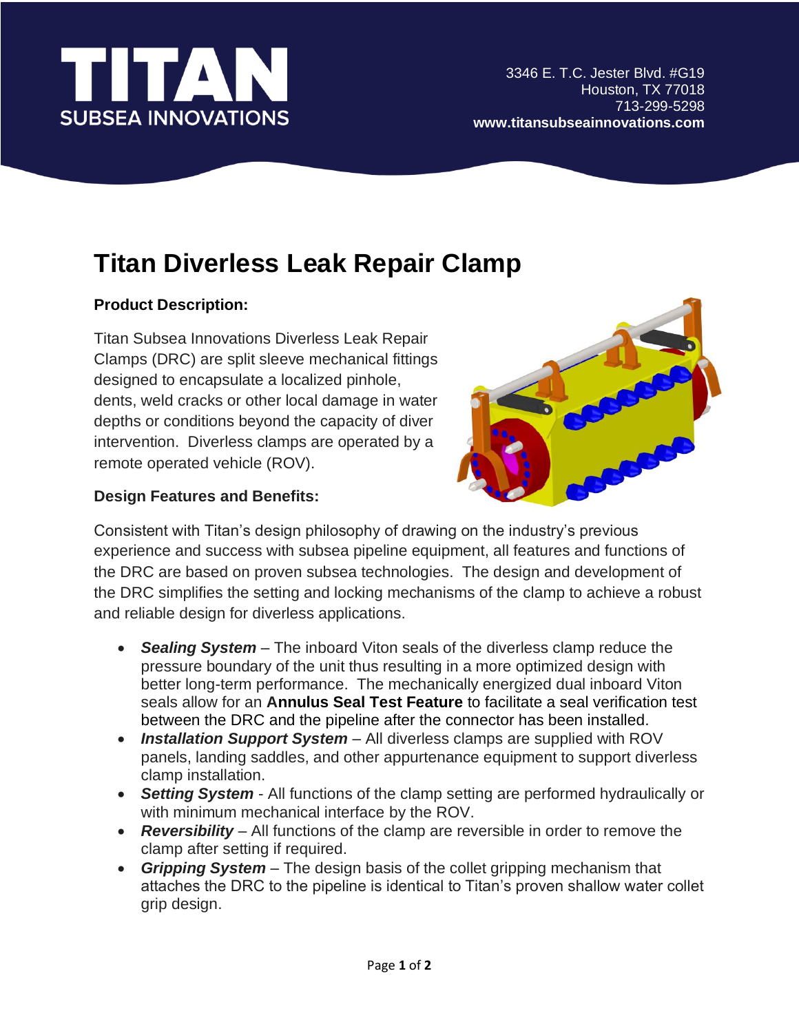TITAN
SUBSEA INNOVATIONS

3346 E. T.C. Jester Blvd. #G19
Houston, TX 77018
713-299-5298
**www.titansubseainnovations.com**

# Titan Diverless Leak Repair Clamp

**Product Description:**

Titan Subsea Innovations Diverless Leak Repair Clamps (DRC) are split sleeve mechanical fittings designed to encapsulate a localized pinhole, dents, weld cracks or other local damage in water depths or conditions beyond the capacity of diver intervention. Diverless clamps are operated by a remote operated vehicle (ROV).

**Design Features and Benefits:**

Consistent with Titan's design philosophy of drawing on the industry's previous experience and success with subsea pipeline equipment, all features and functions of the DRC are based on proven subsea technologies. The design and development of the DRC simplifies the setting and locking mechanisms of the clamp to achieve a robust and reliable design for diverless applications.

- ***Sealing System*** – The inboard Viton seals of the diverless clamp reduce the pressure boundary of the unit thus resulting in a more optimized design with better long-term performance. The mechanically energized dual inboard Viton seals allow for an **Annulus Seal Test Feature** to facilitate a seal verification test between the DRC and the pipeline after the connector has been installed.
- ***Installation Support System*** – All diverless clamps are supplied with ROV panels, landing saddles, and other appurtenance equipment to support diverless clamp installation.
- ***Setting System*** - All functions of the clamp setting are performed hydraulically or with minimum mechanical interface by the ROV.
- ***Reversibility*** – All functions of the clamp are reversible in order to remove the clamp after setting if required.
- ***Gripping System*** – The design basis of the collet gripping mechanism that attaches the DRC to the pipeline is identical to Titan's proven shallow water collet grip design.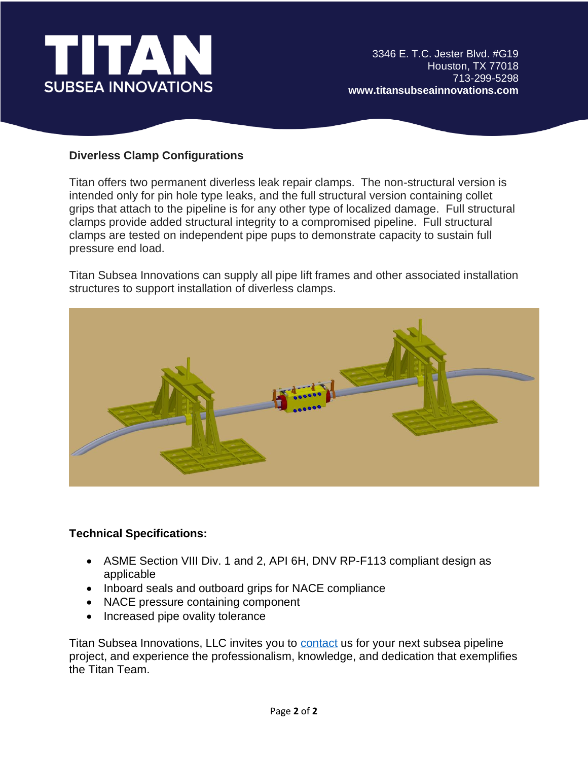**TITAN**
**SUBSEA INNOVATIONS**

3346 E. T.C. Jester Blvd. #G19
Houston, TX 77018
713-299-5298
**www.titansubseainnovations.com**

### Diverless Clamp Configurations

Titan offers two permanent diverless leak repair clamps. The non-structural version is intended only for pin hole type leaks, and the full structural version containing collet grips that attach to the pipeline is for any other type of localized damage. Full structural clamps provide added structural integrity to a compromised pipeline. Full structural clamps are tested on independent pipe pups to demonstrate capacity to sustain full pressure end load.

Titan Subsea Innovations can supply all pipe lift frames and other associated installation structures to support installation of diverless clamps.

### Technical Specifications:

- ASME Section VIII Div. 1 and 2, API 6H, DNV RP-F113 compliant design as applicable
- Inboard seals and outboard grips for NACE compliance
- NACE pressure containing component
- Increased pipe ovality tolerance

Titan Subsea Innovations, LLC invites you to contact us for your next subsea pipeline project, and experience the professionalism, knowledge, and dedication that exemplifies the Titan Team.